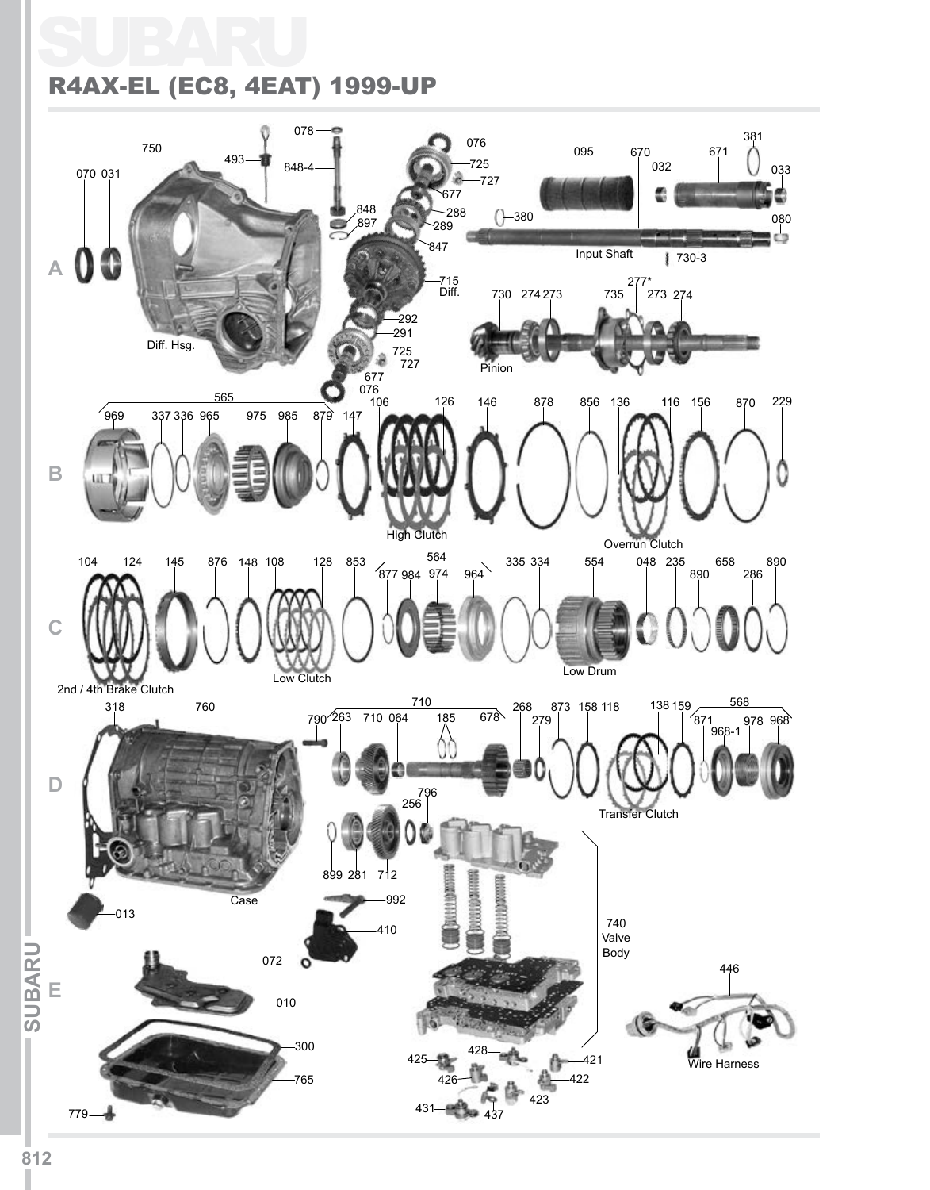# SUBARU

## R4AX-EL (EC8, 4EAT) 1999-UP

078, 750, 493, 848-4, 076, 725, 727, 381, 095, 670, 671, 070, 031, 032, 033, 677, 288, 380, 080, 848, 897, 289, 847, Input Shaft, 730-3

A

715 Diff., 277*, 730, 274, 273, 735, 273, 274, 292, 291, Diff. Hsg., 725, 727, Pinion, 677, 076

565, 106, 126, 146, 878, 856, 136, 116, 156, 870, 229, 969, 337, 336, 965, 975, 985, 879, 147

B

High Clutch, Overrun Clutch

564, 104, 124, 145, 876, 148, 108, 128, 853, 877, 984, 974, 964, 335, 334, 554, 048, 235, 658, 890, 890, 286

C

2nd / 4th Brake Clutch, Low Clutch, Low Drum

710, 318, 760, 790, 263, 710, 064, 185, 678, 268, 873, 158, 118, 138, 159, 568, 279, 871, 968-1, 978, 968

D

796, 256, Transfer Clutch

899, 281, 712, Case, 992, 013, 410, 740 Valve Body

072, 446

E

010, 300, 765, Wire Harness

428, 425, 421, 426, 422, 423, 779, 431, 437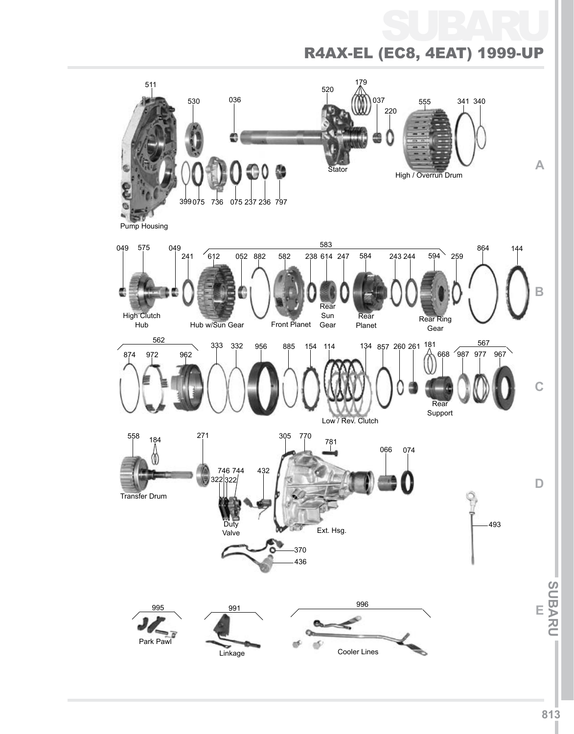# SUBARU

## R4AX-EL (EC8, 4EAT) 1999-UP

### A

511 Pump Housing, 530, 036, 520 Stator, 179, 037, 220, 555 High / Overrun Drum, 341, 340

399, 075, 736, 075, 237, 236, 797

### B

049, 575 High Clutch Hub, 049, 241, 583: 612 Hub w/Sun Gear, 052, 882, 582 Front Planet, 238, 614 Rear Sun Gear, 247, 584 Rear Planet, 243, 244, 594 Rear Ring Gear; 259, 864, 144

### C

562: 874, 972, 962; 333, 332, 956, 885, 154, 114, 134 Low / Rev. Clutch, 857, 260, 261, 181, 668 Rear Support, 567: 987, 977, 967

### D

558 Transfer Drum, 184, 271, 746, 744, 322, 322 Duty Valve, 432, 305, 770 Ext. Hsg., 781, 066, 074, 493

370, 436

### E

995 Park Pawl, 991 Linkage, 996 Cooler Lines

SUBARU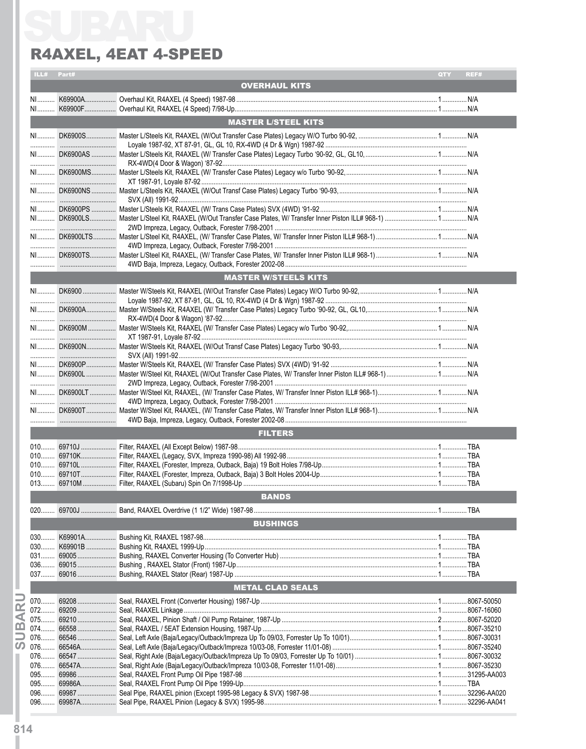# SUBARU

## R4AXEL, 4EAT 4-SPEED

| ILL# | Part# | Description | QTY | REF# |
|---|---|---|---|---|
| | | **OVERHAUL KITS** | | |
| NI | K69900A | Overhaul Kit, R4AXEL (4 Speed) 1987-98 | 1 | N/A |
| NI | K69900F | Overhaul Kit, R4AXEL (4 Speed) 7/98-Up | 1 | N/A |
| | | **MASTER L/STEEL KITS** | | |
| NI | DK6900S | Master L/Steels Kit, R4AXEL (W/Out Transfer Case Plates) Legacy W/O Turbo 90-92, Loyale 1987-92, XT 87-91, GL, GL 10, RX-4WD (4 Dr & Wgn) 1987-92 | 1 | N/A |
| NI | DK6900AS | Master L/Steels Kit, R4AXEL (W/ Transfer Case Plates) Legacy Turbo '90-92, GL, GL10, RX-4WD(4 Door & Wagon) '87-92 | 1 | N/A |
| NI | DK6900MS | Master L/Steels Kit, R4AXEL (W/ Transfer Case Plates) Legacy w/o Turbo '90-92, XT 1987-91, Loyale 87-92 | 1 | N/A |
| NI | DK6900NS | Master L/Steels Kit, R4AXEL (W/Out Transf Case Plates) Legacy Turbo '90-93, SVX (All) 1991-92 | 1 | N/A |
| NI | DK6900PS | Master L/Steels Kit, R4AXEL (W/ Trans Case Plates) SVX (4WD) '91-92 | 1 | N/A |
| NI | DK6900LS | Master L/Steel Kit, R4AXEL (W/Out Transfer Case Plates, W/ Transfer Inner Piston ILL# 968-1) 2WD Impreza, Legacy, Outback, Forester 7/98-2001 | 1 | N/A |
| NI | DK6900LTS | Master L/Steel Kit, R4AXEL, (W/ Transfer Case Plates, W/ Transfer Inner Piston ILL# 968-1) 4WD Impreza, Legacy, Outback, Forester 7/98-2001 | 1 | N/A |
| NI | DK6900TS | Master L/Steel Kit, R4AXEL, (W/ Transfer Case Plates, W/ Transfer Inner Piston ILL# 968-1) 4WD Baja, Impreza, Legacy, Outback, Forester 2002-08 | 1 | N/A |
| | | **MASTER W/STEELS KITS** | | |
| NI | DK6900 | Master W/Steels Kit, R4AXEL (W/Out Transfer Case Plates) Legacy W/O Turbo 90-92, Loyale 1987-92, XT 87-91, GL, GL 10, RX-4WD (4 Dr & Wgn) 1987-92 | 1 | N/A |
| NI | DK6900A | Master W/Steels Kit, R4AXEL (W/ Transfer Case Plates) Legacy Turbo '90-92, GL, GL10, RX-4WD(4 Door & Wagon) '87-92 | 1 | N/A |
| NI | DK6900M | Master W/Steels Kit, R4AXEL (W/ Transfer Case Plates) Legacy w/o Turbo '90-92, XT 1987-91, Loyale 87-92 | 1 | N/A |
| NI | DK6900N | Master W/Steels Kit, R4AXEL (W/Out Transf Case Plates) Legacy Turbo '90-93, SVX (All) 1991-92 | 1 | N/A |
| NI | DK6900P | Master W/Steels Kit, R4AXEL (W/ Transfer Case Plates) SVX (4WD) '91-92 | 1 | N/A |
| NI | DK6900L | Master W/Steel Kit, R4AXEL (W/Out Transfer Case Plates, W/ Transfer Inner Piston ILL# 968-1) 2WD Impreza, Legacy, Outback, Forester 7/98-2001 | 1 | N/A |
| NI | DK6900LT | Master W/Steel Kit, R4AXEL, (W/ Transfer Case Plates, W/ Transfer Inner Piston ILL# 968-1) 4WD Impreza, Legacy, Outback, Forester 7/98-2001 | 1 | N/A |
| NI | DK6900T | Master W/Steel Kit, R4AXEL, (W/ Transfer Case Plates, W/ Transfer Inner Piston ILL# 968-1) 4WD Baja, Impreza, Legacy, Outback, Forester 2002-08 | 1 | N/A |
| | | **FILTERS** | | |
| 010 | 69710J | Filter, R4AXEL (All Except Below) 1987-98 | 1 | TBA |
| 010 | 69710K | Filter, R4AXEL (Legacy, SVX, Impreza 1990-98) All 1992-98 | 1 | TBA |
| 010 | 69710L | Filter, R4AXEL (Forester, Impreza, Outback, Baja) 19 Bolt Holes 7/98-Up | 1 | TBA |
| 010 | 69710T | Filter, R4AXEL (Forester, Impreza, Outback, Baja) 3 Bolt Holes 2004-Up | 1 | TBA |
| 013 | 69710M | Filter, R4AXEL (Subaru) Spin On 7/1998-Up | 1 | TBA |
| | | **BANDS** | | |
| 020 | 69700J | Band, R4AXEL Overdrive (1 1/2" Wide) 1987-98 | 1 | TBA |
| | | **BUSHINGS** | | |
| 030 | K69901A | Bushing Kit, R4AXEL 1987-98 | 1 | TBA |
| 030 | K69901B | Bushing Kit, R4AXEL 1999-Up | 1 | TBA |
| 031 | 69005 | Bushing, R4AXEL Converter Housing (To Converter Hub) | 1 | TBA |
| 036 | 69015 | Bushing , R4AXEL Stator (Front) 1987-Up | 1 | TBA |
| 037 | 69016 | Bushing, R4AXEL Stator (Rear) 1987-Up | 1 | TBA |
| | | **METAL CLAD SEALS** | | |
| 070 | 69208 | Seal, R4AXEL Front (Converter Housing) 1987-Up | 1 | 8067-50050 |
| 072 | 69209 | Seal, R4AXEL Linkage | 1 | 8067-16060 |
| 075 | 69210 | Seal, R4AXEL, Pinion Shaft / Oil Pump Retainer, 1987-Up | 2 | 8067-52020 |
| 074 | 66558 | Seal, R4AXEL / 5EAT Extension Housing, 1987-Up | 1 | 8067-35210 |
| 076 | 66546 | Seal, Left Axle (Baja/Legacy/Outback/Impreza Up To 09/03, Forrester Up To 10/01) | 1 | 8067-30031 |
| 076 | 66546A | Seal, Left Axle (Baja/Legacy/Outback/Impreza 10/03-08, Forrester 11/01-08) | 1 | 8067-35240 |
| 076 | 66547 | Seal, Right Axle (Baja/Legacy/Outback/Impreza Up To 09/03, Forrester Up To 10/01) | 1 | 8067-30032 |
| 076 | 66547A | Seal, Right Axle (Baja/Legacy/Outback/Impreza 10/03-08, Forrester 11/01-08) | 1 | 8067-35230 |
| 095 | 69986 | Seal, R4AXEL Front Pump Oil Pipe 1987-98 | 1 | 31295-AA003 |
| 095 | 69986A | Seal, R4AXEL Front Pump Oil Pipe 1999-Up | 1 | TBA |
| 096 | 69987 | Seal Pipe, R4AXEL pinion (Except 1995-98 Legacy & SVX) 1987-98 | 1 | 32296-AA020 |
| 096 | 69987A | Seal Pipe, R4AXEL Pinion (Legacy & SVX) 1995-98 | 1 | 32296-AA041 |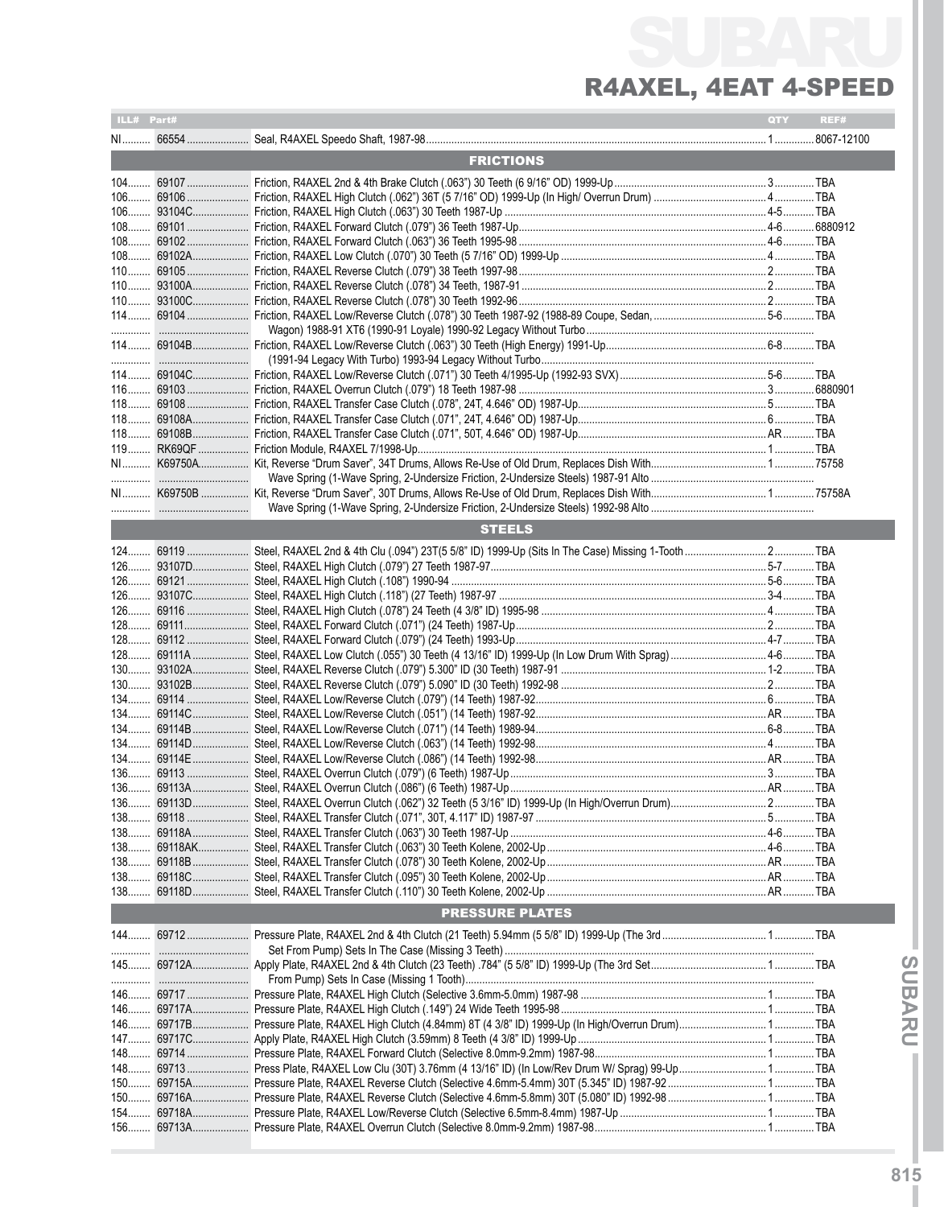# SUBARU

## R4AXEL, 4EAT 4-SPEED

| ILL# | Part# | | QTY | REF# |
|---|---|---|---|---|
| NI | 66554 | Seal, R4AXEL Speedo Shaft, 1987-98 | 1 | 8067-12100 |
| | | **FRICTIONS** | | |
| 104 | 69107 | Friction, R4AXEL 2nd & 4th Brake Clutch (.063") 30 Teeth (6 9/16" OD) 1999-Up | 3 | TBA |
| 106 | 69106 | Friction, R4AXEL High Clutch (.062") 36T (5 7/16" OD) 1999-Up (In High/ Overrun Drum) | 4 | TBA |
| 106 | 93104C | Friction, R4AXEL High Clutch (.063") 30 Teeth 1987-Up | 4-5 | TBA |
| 108 | 69101 | Friction, R4AXEL Forward Clutch (.079") 36 Teeth 1987-Up | 4-6 | 6880912 |
| 108 | 69102 | Friction, R4AXEL Forward Clutch (.063") 36 Teeth 1995-98 | 4-6 | TBA |
| 108 | 69102A | Friction, R4AXEL Low Clutch (.070") 30 Teeth (5 7/16" OD) 1999-Up | 4 | TBA |
| 110 | 69105 | Friction, R4AXEL Reverse Clutch (.079") 38 Teeth 1997-98 | 2 | TBA |
| 110 | 93100A | Friction, R4AXEL Reverse Clutch (.078") 34 Teeth, 1987-91 | 2 | TBA |
| 110 | 93100C | Friction, R4AXEL Reverse Clutch (.078") 30 Teeth 1992-96 | 2 | TBA |
| 114 | 69104 | Friction, R4AXEL Low/Reverse Clutch (.078") 30 Teeth 1987-92 (1988-89 Coupe, Sedan, Wagon) 1988-91 XT6 (1990-91 Loyale) 1990-92 Legacy Without Turbo | 5-6 | TBA |
| 114 | 69104B | Friction, R4AXEL Low/Reverse Clutch (.063") 30 Teeth (High Energy) 1991-Up (1991-94 Legacy With Turbo) 1993-94 Legacy Without Turbo | 6-8 | TBA |
| 114 | 69104C | Friction, R4AXEL Low/Reverse Clutch (.071") 30 Teeth 4/1995-Up (1992-93 SVX) | 5-6 | TBA |
| 116 | 69103 | Friction, R4AXEL Overrun Clutch (.079") 18 Teeth 1987-98 | 3 | 6880901 |
| 118 | 69108 | Friction, R4AXEL Transfer Case Clutch (.078", 24T, 4.646" OD) 1987-Up | 5 | TBA |
| 118 | 69108A | Friction, R4AXEL Transfer Case Clutch (.071", 24T, 4.646" OD) 1987-Up | 6 | TBA |
| 118 | 69108B | Friction, R4AXEL Transfer Case Clutch (.071", 50T, 4.646" OD) 1987-Up | AR | TBA |
| 119 | RK69QF | Friction Module, R4AXEL 7/1998-Up | 1 | TBA |
| NI | K69750A | Kit, Reverse "Drum Saver", 34T Drums, Allows Re-Use of Old Drum, Replaces Dish With Wave Spring (1-Wave Spring, 2-Undersize Friction, 2-Undersize Steels) 1987-91 Alto | 1 | 75758 |
| NI | K69750B | Kit, Reverse "Drum Saver", 30T Drums, Allows Re-Use of Old Drum, Replaces Dish With Wave Spring (1-Wave Spring, 2-Undersize Friction, 2-Undersize Steels) 1992-98 Alto | 1 | 75758A |
| | | **STEELS** | | |
| 124 | 69119 | Steel, R4AXEL 2nd & 4th Clu (.094") 23T(5 5/8" ID) 1999-Up (Sits In The Case) Missing 1-Tooth | 2 | TBA |
| 126 | 93107D | Steel, R4AXEL High Clutch (.079") 27 Teeth 1987-97 | 5-7 | TBA |
| 126 | 69121 | Steel, R4AXEL High Clutch (.108") 1990-94 | 5-6 | TBA |
| 126 | 93107C | Steel, R4AXEL High Clutch (.118") (27 Teeth) 1987-97 | 3-4 | TBA |
| 126 | 69116 | Steel, R4AXEL High Clutch (.078") 24 Teeth (4 3/8" ID) 1995-98 | 4 | TBA |
| 128 | 69111 | Steel, R4AXEL Forward Clutch (.071") (24 Teeth) 1987-Up | 2 | TBA |
| 128 | 69112 | Steel, R4AXEL Forward Clutch (.079") (24 Teeth) 1993-Up | 4-7 | TBA |
| 128 | 69111A | Steel, R4AXEL Low Clutch (.055") 30 Teeth (4 13/16" ID) 1999-Up (In Low Drum With Sprag) | 4-6 | TBA |
| 130 | 93102A | Steel, R4AXEL Reverse Clutch (.079") 5.300" ID (30 Teeth) 1987-91 | 1-2 | TBA |
| 130 | 93102B | Steel, R4AXEL Reverse Clutch (.079") 5.090" ID (30 Teeth) 1992-98 | 2 | TBA |
| 134 | 69114 | Steel, R4AXEL Low/Reverse Clutch (.079") (14 Teeth) 1987-92 | 6 | TBA |
| 134 | 69114C | Steel, R4AXEL Low/Reverse Clutch (.051") (14 Teeth) 1987-92 | AR | TBA |
| 134 | 69114B | Steel, R4AXEL Low/Reverse Clutch (.071") (14 Teeth) 1989-94 | 6-8 | TBA |
| 134 | 69114D | Steel, R4AXEL Low/Reverse Clutch (.063") (14 Teeth) 1992-98 | 4 | TBA |
| 134 | 69114E | Steel, R4AXEL Low/Reverse Clutch (.086") (14 Teeth) 1992-98 | AR | TBA |
| 136 | 69113 | Steel, R4AXEL Overrun Clutch (.079") (6 Teeth) 1987-Up | 3 | TBA |
| 136 | 69113A | Steel, R4AXEL Overrun Clutch (.086") (6 Teeth) 1987-Up | AR | TBA |
| 136 | 69113D | Steel, R4AXEL Overrun Clutch (.062") 32 Teeth (5 3/16" ID) 1999-Up (In High/Overrun Drum) | 2 | TBA |
| 138 | 69118 | Steel, R4AXEL Transfer Clutch (.071", 30T, 4.117" ID) 1987-97 | 5 | TBA |
| 138 | 69118A | Steel, R4AXEL Transfer Clutch (.063") 30 Teeth 1987-Up | 4-6 | TBA |
| 138 | 69118AK | Steel, R4AXEL Transfer Clutch (.063") 30 Teeth Kolene, 2002-Up | 4-6 | TBA |
| 138 | 69118B | Steel, R4AXEL Transfer Clutch (.078") 30 Teeth Kolene, 2002-Up | AR | TBA |
| 138 | 69118C | Steel, R4AXEL Transfer Clutch (.095") 30 Teeth Kolene, 2002-Up | AR | TBA |
| 138 | 69118D | Steel, R4AXEL Transfer Clutch (.110") 30 Teeth Kolene, 2002-Up | AR | TBA |
| | | **PRESSURE PLATES** | | |
| 144 | 69712 | Pressure Plate, R4AXEL 2nd & 4th Clutch (21 Teeth) 5.94mm (5 5/8" ID) 1999-Up (The 3rd Set From Pump) Sets In The Case (Missing 3 Teeth) | 1 | TBA |
| 145 | 69712A | Apply Plate, R4AXEL 2nd & 4th Clutch (23 Teeth) .784" (5 5/8" ID) 1999-Up (The 3rd Set From Pump) Sets In Case (Missing 1 Tooth) | 1 | TBA |
| 146 | 69717 | Pressure Plate, R4AXEL High Clutch (Selective 3.6mm-5.0mm) 1987-98 | 1 | TBA |
| 146 | 69717A | Pressure Plate, R4AXEL High Clutch (.149") 24 Wide Teeth 1995-98 | 1 | TBA |
| 146 | 69717B | Pressure Plate, R4AXEL High Clutch (4.84mm) 8T (4 3/8" ID) 1999-Up (In High/Overrun Drum) | 1 | TBA |
| 147 | 69717C | Apply Plate, R4AXEL High Clutch (3.59mm) 8 Teeth (4 3/8" ID) 1999-Up | 1 | TBA |
| 148 | 69714 | Pressure Plate, R4AXEL Forward Clutch (Selective 8.0mm-9.2mm) 1987-98 | 1 | TBA |
| 148 | 69713 | Press Plate, R4AXEL Low Clu (30T) 3.76mm (4 13/16" ID) (In Low/Rev Drum W/ Sprag) 99-Up | 1 | TBA |
| 150 | 69715A | Pressure Plate, R4AXEL Reverse Clutch (Selective 4.6mm-5.4mm) 30T (5.345" ID) 1987-92 | 1 | TBA |
| 150 | 69716A | Pressure Plate, R4AXEL Reverse Clutch (Selective 4.6mm-5.8mm) 30T (5.080" ID) 1992-98 | 1 | TBA |
| 154 | 69718A | Pressure Plate, R4AXEL Low/Reverse Clutch (Selective 6.5mm-8.4mm) 1987-Up | 1 | TBA |
| 156 | 69713A | Pressure Plate, R4AXEL Overrun Clutch (Selective 8.0mm-9.2mm) 1987-98 | 1 | TBA |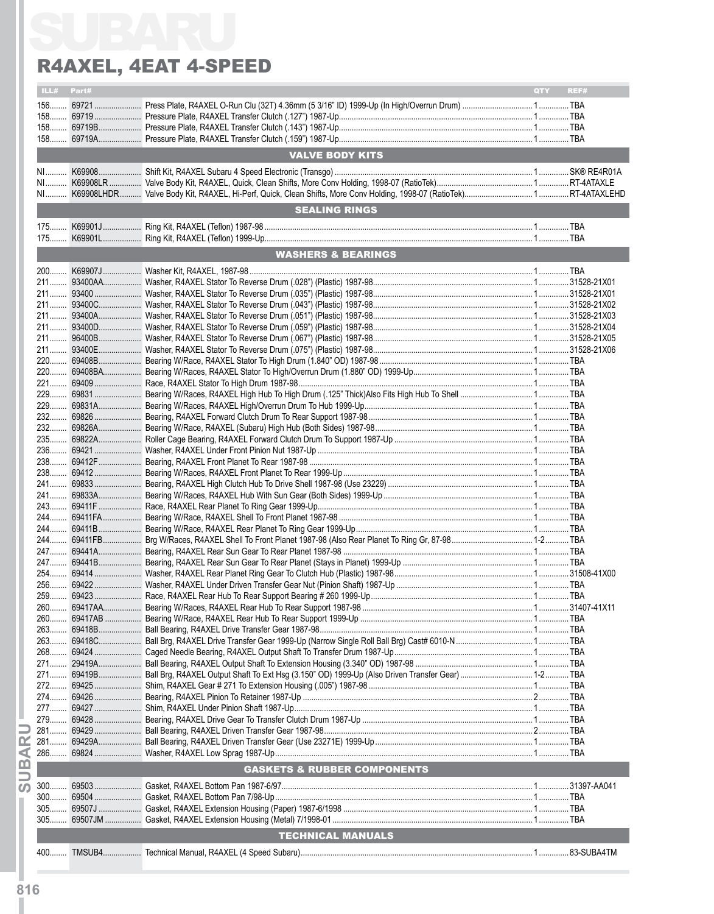# SUBARU

## R4AXEL, 4EAT 4-SPEED

| ILL# | Part# | | QTY | REF# |
|---|---|---|---|---|
| 156 | 69721 | Press Plate, R4AXEL O-Run Clu (32T) 4.36mm (5 3/16" ID) 1999-Up (In High/Overrun Drum) | 1 | TBA |
| 158 | 69719 | Pressure Plate, R4AXEL Transfer Clutch (.127") 1987-Up | 1 | TBA |
| 158 | 69719B | Pressure Plate, R4AXEL Transfer Clutch (.143") 1987-Up | 1 | TBA |
| 158 | 69719A | Pressure Plate, R4AXEL Transfer Clutch (.159") 1987-Up | 1 | TBA |
| | | **VALVE BODY KITS** | | |
| NI | K69908 | Shift Kit, R4AXEL Subaru 4 Speed Electronic (Transgo) | 1 | SK® RE4R01A |
| NI | K69908LR | Valve Body Kit, R4AXEL, Quick, Clean Shifts, More Conv Holding, 1998-07 (RatioTek) | 1 | RT-4ATAXLE |
| NI | K69908LHDR | Valve Body Kit, R4AXEL, Hi-Perf, Quick, Clean Shifts, More Conv Holding, 1998-07 (RatioTek) | 1 | RT-4ATAXLEHD |
| | | **SEALING RINGS** | | |
| 175 | K69901J | Ring Kit, R4AXEL (Teflon) 1987-98 | 1 | TBA |
| 175 | K69901L | Ring Kit, R4AXEL (Teflon) 1999-Up | 1 | TBA |
| | | **WASHERS & BEARINGS** | | |
| 200 | K69907J | Washer Kit, R4AXEL, 1987-98 | 1 | TBA |
| 211 | 93400AA | Washer, R4AXEL Stator To Reverse Drum (.028") (Plastic) 1987-98 | 1 | 31528-21X01 |
| 211 | 93400 | Washer, R4AXEL Stator To Reverse Drum (.035") (Plastic) 1987-98 | 1 | 31528-21X01 |
| 211 | 93400C | Washer, R4AXEL Stator To Reverse Drum (.043") (Plastic) 1987-98 | 1 | 31528-21X02 |
| 211 | 93400A | Washer, R4AXEL Stator To Reverse Drum (.051") (Plastic) 1987-98 | 1 | 31528-21X03 |
| 211 | 93400D | Washer, R4AXEL Stator To Reverse Drum (.059") (Plastic) 1987-98 | 1 | 31528-21X04 |
| 211 | 96400B | Washer, R4AXEL Stator To Reverse Drum (.067") (Plastic) 1987-98 | 1 | 31528-21X05 |
| 211 | 93400E | Washer, R4AXEL Stator To Reverse Drum (.075") (Plastic) 1987-98 | 1 | 31528-21X06 |
| 220 | 69408B | Bearing W/Race, R4AXEL Stator To High Drum (1.840" OD) 1987-98 | 1 | TBA |
| 220 | 69408BA | Bearing W/Races, R4AXEL Stator To High/Overrun Drum (1.880" OD) 1999-Up | 1 | TBA |
| 221 | 69409 | Race, R4AXEL Stator To High Drum 1987-98 | 1 | TBA |
| 229 | 69831 | Bearing W/Races, R4AXEL High Hub To High Drum (.125" Thick)Also Fits High Hub To Shell | 1 | TBA |
| 229 | 69831A | Bearing W/Races, R4AXEL High/Overrun Drum To Hub 1999-Up | 1 | TBA |
| 232 | 69826 | Bearing, R4AXEL Forward Clutch Drum To Rear Support 1987-98 | 1 | TBA |
| 232 | 69826A | Bearing W/Race, R4AXEL (Subaru) High Hub (Both Sides) 1987-98 | 1 | TBA |
| 235 | 69822A | Roller Cage Bearing, R4AXEL Forward Clutch Drum To Support 1987-Up | 1 | TBA |
| 236 | 69421 | Washer, R4AXEL Under Front Pinion Nut 1987-Up | 1 | TBA |
| 238 | 69412F | Bearing, R4AXEL Front Planet To Rear 1987-98 | 1 | TBA |
| 238 | 69412 | Bearing W/Races, R4AXEL Front Planet To Rear 1999-Up | 1 | TBA |
| 241 | 69833 | Bearing, R4AXEL High Clutch Hub To Drive Shell 1987-98 (Use 23229) | 1 | TBA |
| 241 | 69833A | Bearing W/Races, R4AXEL Hub With Sun Gear (Both Sides) 1999-Up | 1 | TBA |
| 243 | 69411F | Race, R4AXEL Rear Planet To Ring Gear 1999-Up | 1 | TBA |
| 244 | 69411FA | Bearing W/Race, R4AXEL Shell To Front Planet 1987-98 | 1 | TBA |
| 244 | 69411B | Bearing W/Race, R4AXEL Rear Planet To Ring Gear 1999-Up | 1 | TBA |
| 244 | 69411FB | Brg W/Races, R4AXEL Shell To Front Planet 1987-98 (Also Rear Planet To Ring Gr, 87-98 | 1-2 | TBA |
| 247 | 69441A | Bearing, R4AXEL Rear Sun Gear To Rear Planet 1987-98 | 1 | TBA |
| 247 | 69441B | Bearing, R4AXEL Rear Sun Gear To Rear Planet (Stays in Planet) 1999-Up | 1 | TBA |
| 254 | 69414 | Washer, R4AXEL Rear Planet Ring Gear To Clutch Hub (Plastic) 1987-98 | 1 | 31508-41X00 |
| 256 | 69422 | Washer, R4AXEL Under Driven Transfer Gear Nut (Pinion Shaft) 1987-Up | 1 | TBA |
| 259 | 69423 | Race, R4AXEL Rear Hub To Rear Support Bearing # 260 1999-Up | 1 | TBA |
| 260 | 69417AA | Bearing W/Races, R4AXEL Rear Hub To Rear Support 1987-98 | 1 | 31407-41X11 |
| 260 | 69417AB | Bearing W/Race, R4AXEL Rear Hub To Rear Support 1999-Up | 1 | TBA |
| 263 | 69418B | Ball Bearing, R4AXEL Drive Transfer Gear 1987-98 | 1 | TBA |
| 263 | 69418C | Ball Brg, R4AXEL Drive Transfer Gear 1999-Up (Narrow Single Roll Ball Brg) Cast# 6010-N | 1 | TBA |
| 268 | 69424 | Caged Needle Bearing, R4AXEL Output Shaft To Transfer Drum 1987-Up | 1 | TBA |
| 271 | 29419A | Ball Bearing, R4AXEL Output Shaft To Extension Housing (3.340" OD) 1987-98 | 1 | TBA |
| 271 | 69419B | Ball Brg, R4AXEL Output Shaft To Ext Hsg (3.150" OD) 1999-Up (Also Driven Transfer Gear) | 1-2 | TBA |
| 272 | 69425 | Shim, R4AXEL Gear # 271 To Extension Housing (.005") 1987-98 | 1 | TBA |
| 274 | 69426 | Bearing, R4AXEL Pinion To Retainer 1987-Up | 2 | TBA |
| 277 | 69427 | Shim, R4AXEL Under Pinion Shaft 1987-Up | 1 | TBA |
| 279 | 69428 | Bearing, R4AXEL Drive Gear To Transfer Clutch Drum 1987-Up | 1 | TBA |
| 281 | 69429 | Ball Bearing, R4AXEL Driven Transfer Gear 1987-98 | 2 | TBA |
| 281 | 69429A | Ball Bearing, R4AXEL Driven Transfer Gear (Use 23271E) 1999-Up | 1 | TBA |
| 286 | 69824 | Washer, R4AXEL Low Sprag 1987-Up | 1 | TBA |
| | | **GASKETS & RUBBER COMPONENTS** | | |
| 300 | 69503 | Gasket, R4AXEL Bottom Pan 1987-6/97 | 1 | 31397-AA041 |
| 300 | 69504 | Gasket, R4AXEL Bottom Pan 7/98-Up | 1 | TBA |
| 305 | 69507J | Gasket, R4AXEL Extension Housing (Paper) 1987-6/1998 | 1 | TBA |
| 305 | 69507JM | Gasket, R4AXEL Extension Housing (Metal) 7/1998-01 | 1 | TBA |
| | | **TECHNICAL MANUALS** | | |
| 400 | TMSUB4 | Technical Manual, R4AXEL (4 Speed Subaru) | 1 | 83-SUBA4TM |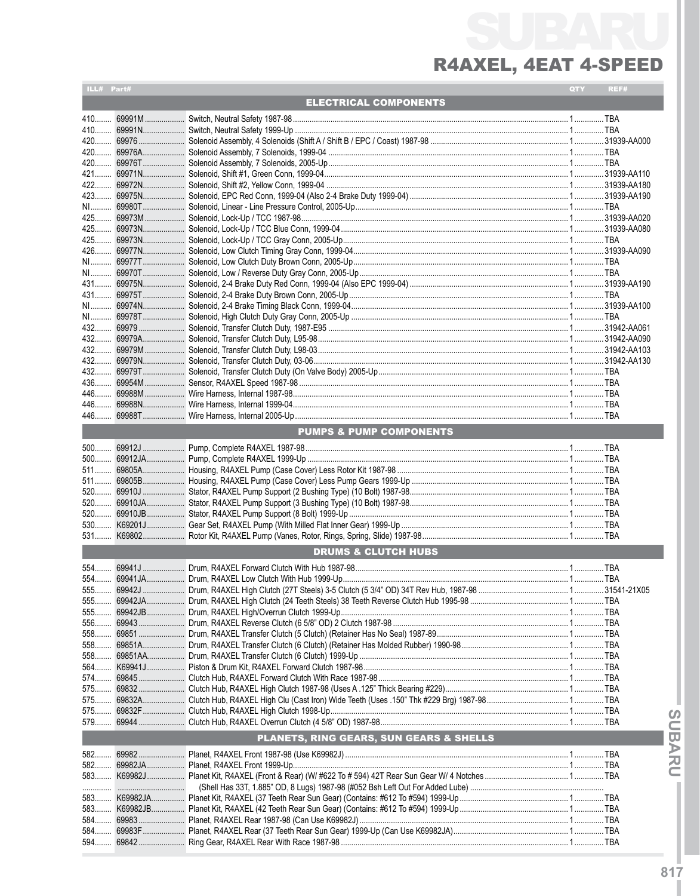# SUBARU

## R4AXEL, 4EAT 4-SPEED

| ILL# | Part# | | QTY | REF# |
|---|---|---|---|---|
| | | **ELECTRICAL COMPONENTS** | | |
| 410 | 69991M | Switch, Neutral Safety 1987-98 | 1 | TBA |
| 410 | 69991N | Switch, Neutral Safety 1999-Up | 1 | TBA |
| 420 | 69976 | Solenoid Assembly, 4 Solenoids (Shift A / Shift B / EPC / Coast) 1987-98 | 1 | 31939-AA000 |
| 420 | 69976A | Solenoid Assembly, 7 Solenoids, 1999-04 | 1 | TBA |
| 420 | 69976T | Solenoid Assembly, 7 Solenoids, 2005-Up | 1 | TBA |
| 421 | 69971N | Solenoid, Shift #1, Green Conn, 1999-04 | 1 | 31939-AA110 |
| 422 | 69972N | Solenoid, Shift #2, Yellow Conn, 1999-04 | 1 | 31939-AA180 |
| 423 | 69975N | Solenoid, EPC Red Conn, 1999-04 (Also 2-4 Brake Duty 1999-04) | 1 | 31939-AA190 |
| NI | 69980T | Solenoid, Linear - Line Pressure Control, 2005-Up | 1 | TBA |
| 425 | 69973M | Solenoid, Lock-Up / TCC 1987-98 | 1 | 31939-AA020 |
| 425 | 69973N | Solenoid, Lock-Up / TCC Blue Conn, 1999-04 | 1 | 31939-AA080 |
| 425 | 69973N | Solenoid, Lock-Up / TCC Gray Conn, 2005-Up | 1 | TBA |
| 426 | 69977N | Solenoid, Low Clutch Timing Gray Conn, 1999-04 | 1 | 31939-AA090 |
| NI | 69977T | Solenoid, Low Clutch Duty Brown Conn, 2005-Up | 1 | TBA |
| NI | 69970T | Solenoid, Low / Reverse Duty Gray Conn, 2005-Up | 1 | TBA |
| 431 | 69975N | Solenoid, 2-4 Brake Duty Red Conn, 1999-04 (Also EPC 1999-04) | 1 | 31939-AA190 |
| 431 | 69975T | Solenoid, 2-4 Brake Duty Brown Conn, 2005-Up | 1 | TBA |
| NI | 69974N | Solenoid, 2-4 Brake Timing Black Conn, 1999-04 | 1 | 31939-AA100 |
| NI | 69978T | Solenoid, High Clutch Duty Gray Conn, 2005-Up | 1 | TBA |
| 432 | 69979 | Solenoid, Transfer Clutch Duty, 1987-E95 | 1 | 31942-AA061 |
| 432 | 69979A | Solenoid, Transfer Clutch Duty, L95-98 | 1 | 31942-AA090 |
| 432 | 69979M | Solenoid, Transfer Clutch Duty, L98-03 | 1 | 31942-AA103 |
| 432 | 69979N | Solenoid, Transfer Clutch Duty, 03-06 | 1 | 31942-AA130 |
| 432 | 69979T | Solenoid, Transfer Clutch Duty (On Valve Body) 2005-Up | 1 | TBA |
| 436 | 69954M | Sensor, R4AXEL Speed 1987-98 | 1 | TBA |
| 446 | 69988M | Wire Harness, Internal 1987-98 | 1 | TBA |
| 446 | 69988N | Wire Harness, Internal 1999-04 | 1 | TBA |
| 446 | 69988T | Wire Harness, Internal 2005-Up | 1 | TBA |
| | | **PUMPS & PUMP COMPONENTS** | | |
| 500 | 69912J | Pump, Complete R4AXEL 1987-98 | 1 | TBA |
| 500 | 69912JA | Pump, Complete R4AXEL 1999-Up | 1 | TBA |
| 511 | 69805A | Housing, R4AXEL Pump (Case Cover) Less Rotor Kit 1987-98 | 1 | TBA |
| 511 | 69805B | Housing, R4AXEL Pump (Case Cover) Less Pump Gears 1999-Up | 1 | TBA |
| 520 | 69910J | Stator, R4AXEL Pump Support (2 Bushing Type) (10 Bolt) 1987-98 | 1 | TBA |
| 520 | 69910JA | Stator, R4AXEL Pump Support (3 Bushing Type) (10 Bolt) 1987-98 | 1 | TBA |
| 520 | 69910JB | Stator, R4AXEL Pump Support (8 Bolt) 1999-Up | 1 | TBA |
| 530 | K69201J | Gear Set, R4AXEL Pump (With Milled Flat Inner Gear) 1999-Up | 1 | TBA |
| 531 | K69802 | Rotor Kit, R4AXEL Pump (Vanes, Rotor, Rings, Spring, Slide) 1987-98 | 1 | TBA |
| | | **DRUMS & CLUTCH HUBS** | | |
| 554 | 69941J | Drum, R4AXEL Forward Clutch With Hub 1987-98 | 1 | TBA |
| 554 | 69941JA | Drum, R4AXEL Low Clutch With Hub 1999-Up | 1 | TBA |
| 555 | 69942J | Drum, R4AXEL High Clutch (27T Steels) 3-5 Clutch (5 3/4" OD) 34T Rev Hub, 1987-98 | 1 | 31541-21X05 |
| 555 | 69942JA | Drum, R4AXEL High Clutch (24 Teeth Steels) 38 Teeth Reverse Clutch Hub 1995-98 | 1 | TBA |
| 555 | 69942JB | Drum, R4AXEL High/Overrun Clutch 1999-Up | 1 | TBA |
| 556 | 69943 | Drum, R4AXEL Reverse Clutch (6 5/8" OD) 2 Clutch 1987-98 | 1 | TBA |
| 558 | 69851 | Drum, R4AXEL Transfer Clutch (5 Clutch) (Retainer Has No Seal) 1987-89 | 1 | TBA |
| 558 | 69851A | Drum, R4AXEL Transfer Clutch (6 Clutch) (Retainer Has Molded Rubber) 1990-98 | 1 | TBA |
| 558 | 69851AA | Drum, R4AXEL Transfer Clutch (6 Clutch) 1999-Up | 1 | TBA |
| 564 | K69941J | Piston & Drum Kit, R4AXEL Forward Clutch 1987-98 | 1 | TBA |
| 574 | 69845 | Clutch Hub, R4AXEL Forward Clutch With Race 1987-98 | 1 | TBA |
| 575 | 69832 | Clutch Hub, R4AXEL High Clutch 1987-98 (Uses A .125" Thick Bearing #229) | 1 | TBA |
| 575 | 69832A | Clutch Hub, R4AXEL High Clu (Cast Iron) Wide Teeth (Uses .150" Thk #229 Brg) 1987-98 | 1 | TBA |
| 575 | 69832F | Clutch Hub, R4AXEL High Clutch 1998-Up | 1 | TBA |
| 579 | 69944 | Clutch Hub, R4AXEL Overrun Clutch (4 5/8" OD) 1987-98 | 1 | TBA |
| | | **PLANETS, RING GEARS, SUN GEARS & SHELLS** | | |
| 582 | 69982 | Planet, R4AXEL Front 1987-98 (Use K69982J) | 1 | TBA |
| 582 | 69982JA | Planet, R4AXEL Front 1999-Up | 1 | TBA |
| 583 | K69982J | Planet Kit, R4AXEL (Front & Rear) (W/ #622 To # 594) 42T Rear Sun Gear W/ 4 Notches | 1 | TBA |
| | | (Shell Has 33T, 1.885" OD, 8 Lugs) 1987-98 (#052 Bsh Left Out For Added Lube) | | |
| 583 | K69982JA | Planet Kit, R4AXEL (37 Teeth Rear Sun Gear) (Contains: #612 To #594) 1999-Up | 1 | TBA |
| 583 | K69982JB | Planet Kit, R4AXEL (42 Teeth Rear Sun Gear) (Contains: #612 To #594) 1999-Up | 1 | TBA |
| 584 | 69983 | Planet, R4AXEL Rear 1987-98 (Can Use K69982J) | 1 | TBA |
| 584 | 69983F | Planet, R4AXEL Rear (37 Teeth Rear Sun Gear) 1999-Up (Can Use K69982JA) | 1 | TBA |
| 594 | 69842 | Ring Gear, R4AXEL Rear With Race 1987-98 | 1 | TBA |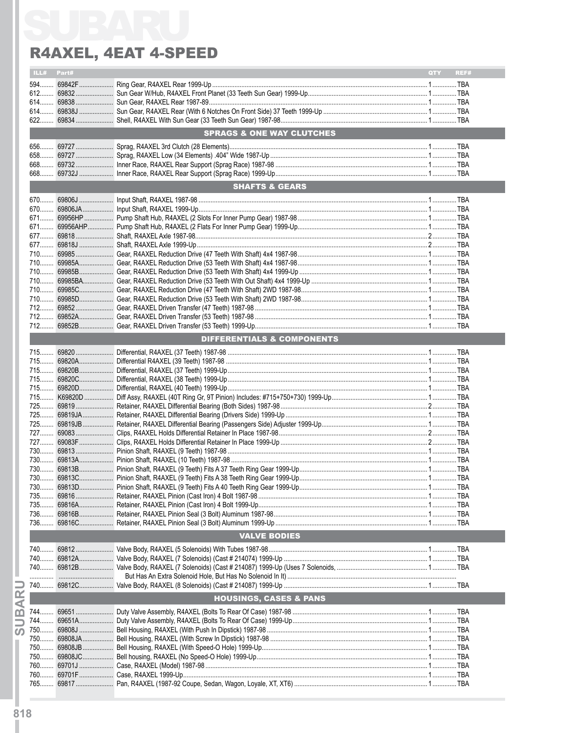# SUBARU

## R4AXEL, 4EAT 4-SPEED

| ILL# | Part# | | QTY | REF# |
|---|---|---|---|---|
| 594 | 69842F | Ring Gear, R4AXEL Rear 1999-Up | 1 | TBA |
| 612 | 69832 | Sun Gear W/Hub, R4AXEL Front Planet (33 Teeth Sun Gear) 1999-Up | 1 | TBA |
| 614 | 69838 | Sun Gear, R4AXEL Rear 1987-89 | 1 | TBA |
| 614 | 69838J | Sun Gear, R4AXEL Rear (With 6 Notches On Front Side) 37 Teeth 1999-Up | 1 | TBA |
| 622 | 69834 | Shell, R4AXEL With Sun Gear (33 Teeth Sun Gear) 1987-98 | 1 | TBA |
| | | **SPRAGS & ONE WAY CLUTCHES** | | |
| 656 | 69727 | Sprag, R4AXEL 3rd Clutch (28 Elements) | 1 | TBA |
| 658 | 69727 | Sprag, R4AXEL Low (34 Elements) .404" Wide 1987-Up | 1 | TBA |
| 668 | 69732 | Inner Race, R4AXEL Rear Support (Sprag Race) 1987-98 | 1 | TBA |
| 668 | 69732J | Inner Race, R4AXEL Rear Support (Sprag Race) 1999-Up | 1 | TBA |
| | | **SHAFTS & GEARS** | | |
| 670 | 69806J | Input Shaft, R4AXEL 1987-98 | 1 | TBA |
| 670 | 69806JA | Input Shaft, R4AXEL 1999-Up | 1 | TBA |
| 671 | 69956HP | Pump Shaft Hub, R4AXEL (2 Slots For Inner Pump Gear) 1987-98 | 1 | TBA |
| 671 | 69956AHP | Pump Shaft Hub, R4AXEL (2 Flats For Inner Pump Gear) 1999-Up | 1 | TBA |
| 677 | 69818 | Shaft, R4AXEL Axle 1987-98 | 2 | TBA |
| 677 | 69818J | Shaft, R4AXEL Axle 1999-Up | 2 | TBA |
| 710 | 69985 | Gear, R4AXEL Reduction Drive (47 Teeth With Shaft) 4x4 1987-98 | 1 | TBA |
| 710 | 69985A | Gear, R4AXEL Reduction Drive (53 Teeth With Shaft) 4x4 1987-98 | 1 | TBA |
| 710 | 69985B | Gear, R4AXEL Reduction Drive (53 Teeth With Shaft) 4x4 1999-Up | 1 | TBA |
| 710 | 69985BA | Gear, R4AXEL Reduction Drive (53 Teeth With Out Shaft) 4x4 1999-Up | 1 | TBA |
| 710 | 69985C | Gear, R4AXEL Reduction Drive (47 Teeth With Shaft) 2WD 1987-98 | 1 | TBA |
| 710 | 69985D | Gear, R4AXEL Reduction Drive (53 Teeth With Shaft) 2WD 1987-98 | 1 | TBA |
| 712 | 69852 | Gear, R4AXEL Driven Transfer (47 Teeth) 1987-98 | 1 | TBA |
| 712 | 69852A | Gear, R4AXEL Driven Transfer (53 Teeth) 1987-98 | 1 | TBA |
| 712 | 69852B | Gear, R4AXEL Driven Transfer (53 Teeth) 1999-Up | 1 | TBA |
| | | **DIFFERENTIALS & COMPONENTS** | | |
| 715 | 69820 | Differential, R4AXEL (37 Teeth) 1987-98 | 1 | TBA |
| 715 | 69820A | Differential R4AXEL (39 Teeth) 1987-98 | 1 | TBA |
| 715 | 69820B | Differential, R4AXEL (37 Teeth) 1999-Up | 1 | TBA |
| 715 | 69820C | Differential, R4AXEL (38 Teeth) 1999-Up | 1 | TBA |
| 715 | 69820D | Differential, R4AXEL (40 Teeth) 1999-Up | 1 | TBA |
| 715 | K69820D | Diff Assy, R4AXEL (40T Ring Gr, 9T Pinion) Includes: #715+750+730) 1999-Up | 1 | TBA |
| 725 | 69819 | Retainer, R4AXEL Differential Bearing (Both Sides) 1987-98 | 2 | TBA |
| 725 | 69819JA | Retainer, R4AXEL Differential Bearing (Drivers Side) 1999-Up | 1 | TBA |
| 725 | 69819JB | Retainer, R4AXEL Differential Bearing (Passengers Side) Adjuster 1999-Up | 1 | TBA |
| 727 | 69083 | Clips, R4AXEL Holds Differential Retainer In Place 1987-98 | 2 | TBA |
| 727 | 69083F | Clips, R4AXEL Holds Differential Retainer In Place 1999-Up | 2 | TBA |
| 730 | 69813 | Pinion Shaft, R4AXEL (9 Teeth) 1987-98 | 1 | TBA |
| 730 | 69813A | Pinion Shaft, R4AXEL (10 Teeth) 1987-98 | 1 | TBA |
| 730 | 69813B | Pinion Shaft, R4AXEL (9 Teeth) Fits A 37 Teeth Ring Gear 1999-Up | 1 | TBA |
| 730 | 69813C | Pinion Shaft, R4AXEL (9 Teeth) Fits A 38 Teeth Ring Gear 1999-Up | 1 | TBA |
| 730 | 69813D | Pinion Shaft, R4AXEL (9 Teeth) Fits A 40 Teeth Ring Gear 1999-Up | 1 | TBA |
| 735 | 69816 | Retainer, R4AXEL Pinion (Cast Iron) 4 Bolt 1987-98 | 1 | TBA |
| 735 | 69816A | Retainer, R4AXEL Pinion (Cast Iron) 4 Bolt 1999-Up | 1 | TBA |
| 736 | 69816B | Retainer, R4AXEL Pinion Seal (3 Bolt) Aluminum 1987-98 | 1 | TBA |
| 736 | 69816C | Retainer, R4AXEL Pinion Seal (3 Bolt) Aluminum 1999-Up | 1 | TBA |
| | | **VALVE BODIES** | | |
| 740 | 69812 | Valve Body, R4AXEL (5 Solenoids) With Tubes 1987-98 | 1 | TBA |
| 740 | 69812A | Valve Body, R4AXEL (7 Solenoids) (Cast # 214074) 1999-Up | 1 | TBA |
| 740 | 69812B | Valve Body, R4AXEL (7 Solenoids) (Cast # 214087) 1999-Up (Uses 7 Solenoids, But Has An Extra Solenoid Hole, But Has No Solenoid In It) | 1 | TBA |
| 740 | 69812C | Valve Body, R4AXEL (8 Solenoids) (Cast # 214087) 1999-Up | 1 | TBA |
| | | **HOUSINGS, CASES & PANS** | | |
| 744 | 69651 | Duty Valve Assembly, R4AXEL (Bolts To Rear Of Case) 1987-98 | 1 | TBA |
| 744 | 69651A | Duty Valve Assembly, R4AXEL (Bolts To Rear Of Case) 1999-Up | 1 | TBA |
| 750 | 69808J | Bell Housing, R4AXEL (With Push In Dipstick) 1987-98 | 1 | TBA |
| 750 | 69808JA | Bell Housing, R4AXEL (With Screw In Dipstick) 1987-98 | 1 | TBA |
| 750 | 69808JB | Bell Housing, R4AXEL (With Speed-O Hole) 1999-Up | 1 | TBA |
| 750 | 69808JC | Bell housing, R4AXEL (No Speed-O Hole) 1999-Up | 1 | TBA |
| 760 | 69701J | Case, R4AXEL (Model) 1987-98 | 1 | TBA |
| 760 | 69701F | Case, R4AXEL 1999-Up | 1 | TBA |
| 765 | 69817 | Pan, R4AXEL (1987-92 Coupe, Sedan, Wagon, Loyale, XT, XT6) | 1 | TBA |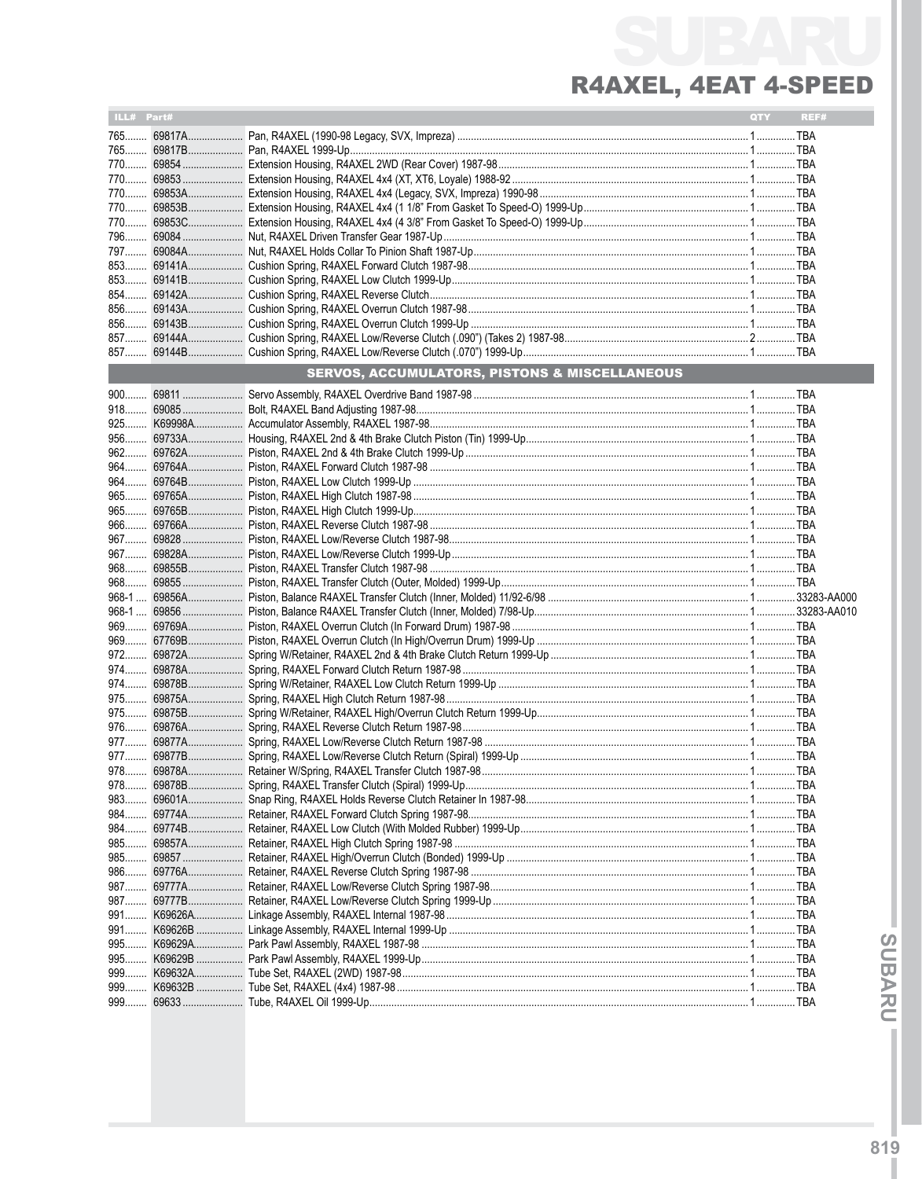# SUBARU

## R4AXEL, 4EAT 4-SPEED

| ILL# | Part# | | QTY | REF# |
|---|---|---|---|---|
| 765 | 69817A | Pan, R4AXEL (1990-98 Legacy, SVX, Impreza) | 1 | TBA |
| 765 | 69817B | Pan, R4AXEL 1999-Up | 1 | TBA |
| 770 | 69854 | Extension Housing, R4AXEL 2WD (Rear Cover) 1987-98 | 1 | TBA |
| 770 | 69853 | Extension Housing, R4AXEL 4x4 (XT, XT6, Loyale) 1988-92 | 1 | TBA |
| 770 | 69853A | Extension Housing, R4AXEL 4x4 (Legacy, SVX, Impreza) 1990-98 | 1 | TBA |
| 770 | 69853B | Extension Housing, R4AXEL 4x4 (1 1/8" From Gasket To Speed-O) 1999-Up | 1 | TBA |
| 770 | 69853C | Extension Housing, R4AXEL 4x4 (4 3/8" From Gasket To Speed-O) 1999-Up | 1 | TBA |
| 796 | 69084 | Nut, R4AXEL Driven Transfer Gear 1987-Up | 1 | TBA |
| 797 | 69084A | Nut, R4AXEL Holds Collar To Pinion Shaft 1987-Up | 1 | TBA |
| 853 | 69141A | Cushion Spring, R4AXEL Forward Clutch 1987-98 | 1 | TBA |
| 853 | 69141B | Cushion Spring, R4AXEL Low Clutch 1999-Up | 1 | TBA |
| 854 | 69142A | Cushion Spring, R4AXEL Reverse Clutch | 1 | TBA |
| 856 | 69143A | Cushion Spring, R4AXEL Overrun Clutch 1987-98 | 1 | TBA |
| 856 | 69143B | Cushion Spring, R4AXEL Overrun Clutch 1999-Up | 1 | TBA |
| 857 | 69144A | Cushion Spring, R4AXEL Low/Reverse Clutch (.090") (Takes 2) 1987-98 | 2 | TBA |
| 857 | 69144B | Cushion Spring, R4AXEL Low/Reverse Clutch (.070") 1999-Up | 1 | TBA |
| | | **SERVOS, ACCUMULATORS, PISTONS & MISCELLANEOUS** | | |
| 900 | 69811 | Servo Assembly, R4AXEL Overdrive Band 1987-98 | 1 | TBA |
| 918 | 69085 | Bolt, R4AXEL Band Adjusting 1987-98 | 1 | TBA |
| 925 | K69998A | Accumulator Assembly, R4AXEL 1987-98 | 1 | TBA |
| 956 | 69733A | Housing, R4AXEL 2nd & 4th Brake Clutch Piston (Tin) 1999-Up | 1 | TBA |
| 962 | 69762A | Piston, R4AXEL 2nd & 4th Brake Clutch 1999-Up | 1 | TBA |
| 964 | 69764A | Piston, R4AXEL Forward Clutch 1987-98 | 1 | TBA |
| 964 | 69764B | Piston, R4AXEL Low Clutch 1999-Up | 1 | TBA |
| 965 | 69765A | Piston, R4AXEL High Clutch 1987-98 | 1 | TBA |
| 965 | 69765B | Piston, R4AXEL High Clutch 1999-Up | 1 | TBA |
| 966 | 69766A | Piston, R4AXEL Reverse Clutch 1987-98 | 1 | TBA |
| 967 | 69828 | Piston, R4AXEL Low/Reverse Clutch 1987-98 | 1 | TBA |
| 967 | 69828A | Piston, R4AXEL Low/Reverse Clutch 1999-Up | 1 | TBA |
| 968 | 69855B | Piston, R4AXEL Transfer Clutch 1987-98 | 1 | TBA |
| 968 | 69855 | Piston, R4AXEL Transfer Clutch (Outer, Molded) 1999-Up | 1 | TBA |
| 968-1 | 69856A | Piston, Balance R4AXEL Transfer Clutch (Inner, Molded) 11/92-6/98 | 1 | 33283-AA000 |
| 968-1 | 69856 | Piston, Balance R4AXEL Transfer Clutch (Inner, Molded) 7/98-Up | 1 | 33283-AA010 |
| 969 | 69769A | Piston, R4AXEL Overrun Clutch (In Forward Drum) 1987-98 | 1 | TBA |
| 969 | 67769B | Piston, R4AXEL Overrun Clutch (In High/Overrun Drum) 1999-Up | 1 | TBA |
| 972 | 69872A | Spring W/Retainer, R4AXEL 2nd & 4th Brake Clutch Return 1999-Up | 1 | TBA |
| 974 | 69878A | Spring, R4AXEL Forward Clutch Return 1987-98 | 1 | TBA |
| 974 | 69878B | Spring W/Retainer, R4AXEL Low Clutch Return 1999-Up | 1 | TBA |
| 975 | 69875A | Spring, R4AXEL High Clutch Return 1987-98 | 1 | TBA |
| 975 | 69875B | Spring W/Retainer, R4AXEL High/Overrun Clutch Return 1999-Up | 1 | TBA |
| 976 | 69876A | Spring, R4AXEL Reverse Clutch Return 1987-98 | 1 | TBA |
| 977 | 69877A | Spring, R4AXEL Low/Reverse Clutch Return 1987-98 | 1 | TBA |
| 977 | 69877B | Spring, R4AXEL Low/Reverse Clutch Return (Spiral) 1999-Up | 1 | TBA |
| 978 | 69878A | Retainer W/Spring, R4AXEL Transfer Clutch 1987-98 | 1 | TBA |
| 978 | 69878B | Spring, R4AXEL Transfer Clutch (Spiral) 1999-Up | 1 | TBA |
| 983 | 69601A | Snap Ring, R4AXEL Holds Reverse Clutch Retainer In 1987-98 | 1 | TBA |
| 984 | 69774A | Retainer, R4AXEL Forward Clutch Spring 1987-98 | 1 | TBA |
| 984 | 69774B | Retainer, R4AXEL Low Clutch (With Molded Rubber) 1999-Up | 1 | TBA |
| 985 | 69857A | Retainer, R4AXEL High Clutch Spring 1987-98 | 1 | TBA |
| 985 | 69857 | Retainer, R4AXEL High/Overrun Clutch (Bonded) 1999-Up | 1 | TBA |
| 986 | 69776A | Retainer, R4AXEL Reverse Clutch Spring 1987-98 | 1 | TBA |
| 987 | 69777A | Retainer, R4AXEL Low/Reverse Clutch Spring 1987-98 | 1 | TBA |
| 987 | 69777B | Retainer, R4AXEL Low/Reverse Clutch Spring 1999-Up | 1 | TBA |
| 991 | K69626A | Linkage Assembly, R4AXEL Internal 1987-98 | 1 | TBA |
| 991 | K69626B | Linkage Assembly, R4AXEL Internal 1999-Up | 1 | TBA |
| 995 | K69629A | Park Pawl Assembly, R4AXEL 1987-98 | 1 | TBA |
| 995 | K69629B | Park Pawl Assembly, R4AXEL 1999-Up | 1 | TBA |
| 999 | K69632A | Tube Set, R4AXEL (2WD) 1987-98 | 1 | TBA |
| 999 | K69632B | Tube Set, R4AXEL (4x4) 1987-98 | 1 | TBA |
| 999 | 69633 | Tube, R4AXEL Oil 1999-Up | 1 | TBA |